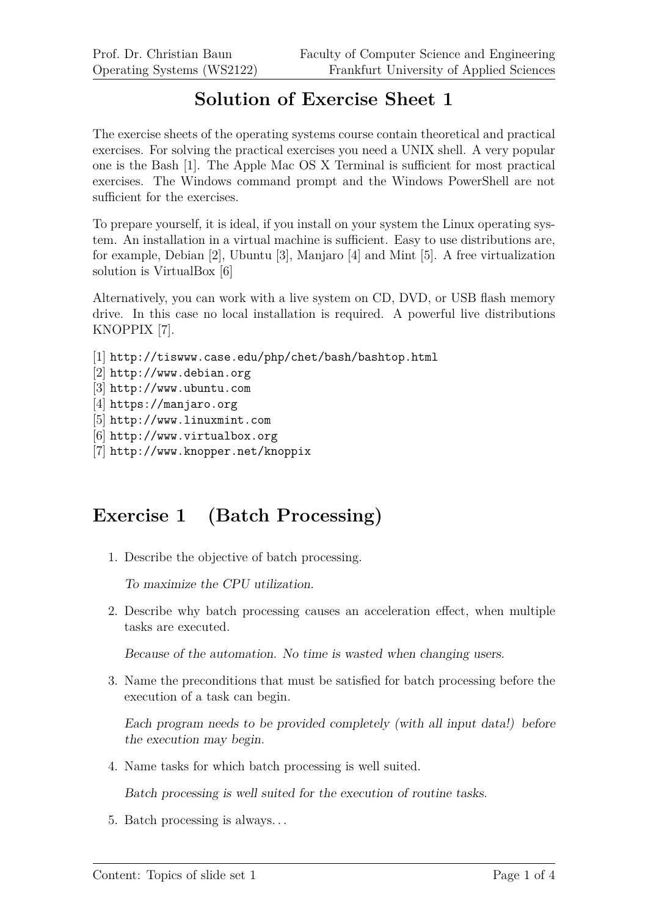# Solution of Exercise Sheet 1

The exercise sheets of the operating systems course contain theoretical and practical exercises. For solving the practical exercises you need a UNIX shell. A very popular one is the Bash [1]. The Apple Mac OS X Terminal is sufficient for most practical exercises. The Windows command prompt and the Windows PowerShell are not sufficient for the exercises.

To prepare yourself, it is ideal, if you install on your system the Linux operating system. An installation in a virtual machine is sufficient. Easy to use distributions are, for example, Debian [2], Ubuntu [3], Manjaro [4] and Mint [5]. A free virtualization solution is VirtualBox [6]

Alternatively, you can work with a live system on CD, DVD, or USB flash memory drive. In this case no local installation is required. A powerful live distributions KNOPPIX [7].

[1] `http://tiswww.case.edu/php/chet/bash/bashtop.html`
[2] `http://www.debian.org`
[3] `http://www.ubuntu.com`
[4] `https://manjaro.org`
[5] `http://www.linuxmint.com`
[6] `http://www.virtualbox.org`
[7] `http://www.knopper.net/knoppix`

## Exercise 1 (Batch Processing)

1. Describe the objective of batch processing.

   *To maximize the CPU utilization.*

2. Describe why batch processing causes an acceleration effect, when multiple tasks are executed.

   *Because of the automation. No time is wasted when changing users.*

3. Name the preconditions that must be satisfied for batch processing before the execution of a task can begin.

   *Each program needs to be provided completely (with all input data!) before the execution may begin.*

4. Name tasks for which batch processing is well suited.

   *Batch processing is well suited for the execution of routine tasks.*

5. Batch processing is always...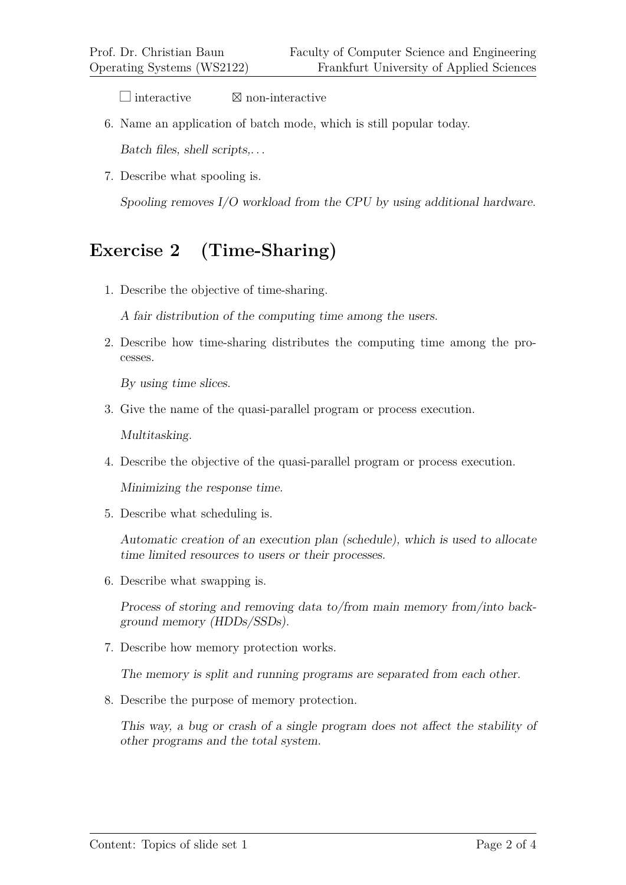☐ interactive ☒ non-interactive

6. Name an application of batch mode, which is still popular today.

   *Batch files, shell scripts,...*

7. Describe what spooling is.

   *Spooling removes I/O workload from the CPU by using additional hardware.*

## Exercise 2 (Time-Sharing)

1. Describe the objective of time-sharing.

   *A fair distribution of the computing time among the users.*

2. Describe how time-sharing distributes the computing time among the processes.

   *By using time slices.*

3. Give the name of the quasi-parallel program or process execution.

   *Multitasking.*

4. Describe the objective of the quasi-parallel program or process execution.

   *Minimizing the response time.*

5. Describe what scheduling is.

   *Automatic creation of an execution plan (schedule), which is used to allocate time limited resources to users or their processes.*

6. Describe what swapping is.

   *Process of storing and removing data to/from main memory from/into background memory (HDDs/SSDs).*

7. Describe how memory protection works.

   *The memory is split and running programs are separated from each other.*

8. Describe the purpose of memory protection.

   *This way, a bug or crash of a single program does not affect the stability of other programs and the total system.*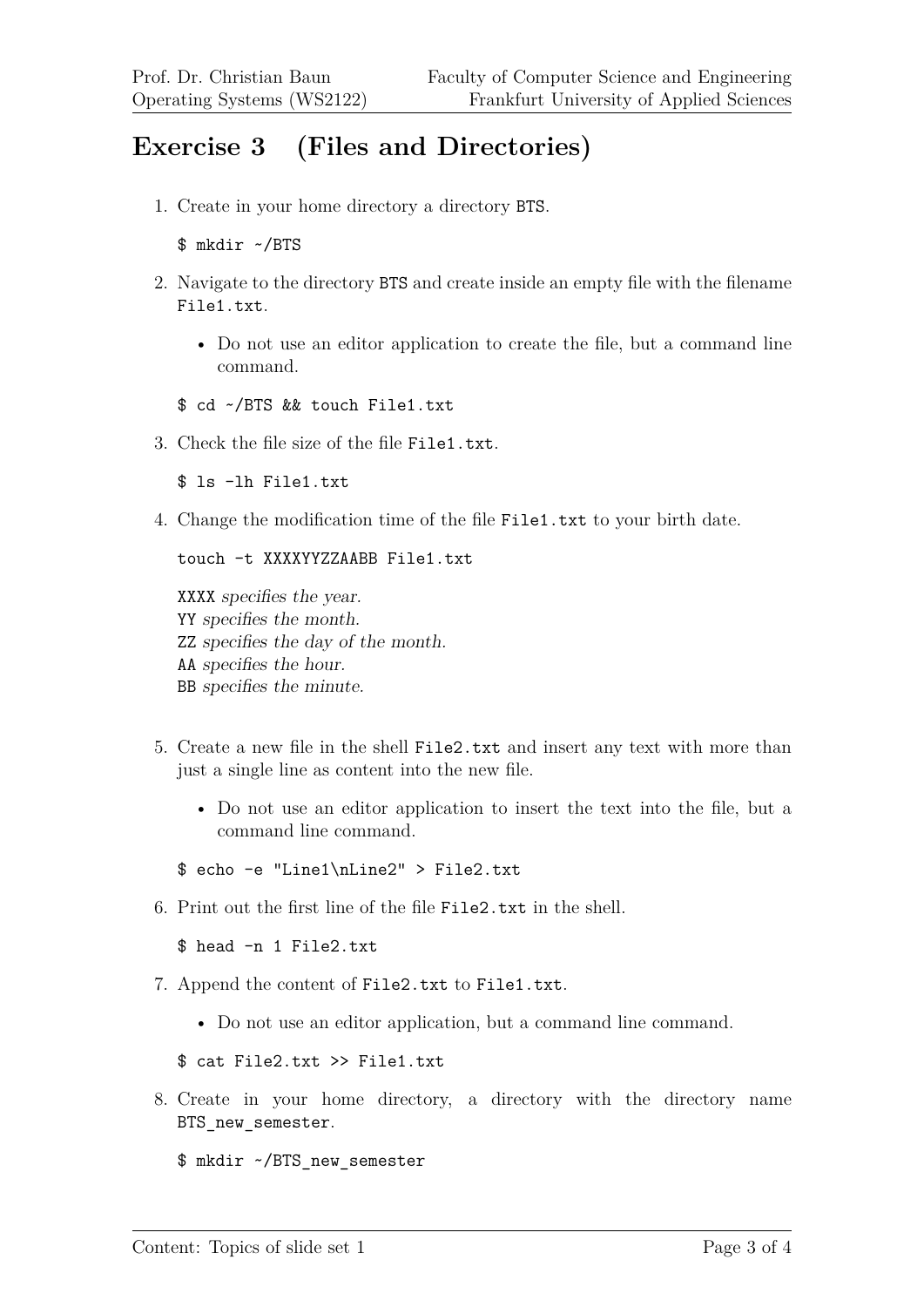# Exercise 3 (Files and Directories)

1. Create in your home directory a directory `BTS`.

   ```
   $ mkdir ~/BTS
   ```

2. Navigate to the directory `BTS` and create inside an empty file with the filename `File1.txt`.

   - Do not use an editor application to create the file, but a command line command.

   ```
   $ cd ~/BTS && touch File1.txt
   ```

3. Check the file size of the file `File1.txt`.

   ```
   $ ls -lh File1.txt
   ```

4. Change the modification time of the file `File1.txt` to your birth date.

   ```
   touch -t XXXXYYZZAABB File1.txt
   ```

   `XXXX` *specifies the year.*
   `YY` *specifies the month.*
   `ZZ` *specifies the day of the month.*
   `AA` *specifies the hour.*
   `BB` *specifies the minute.*

5. Create a new file in the shell `File2.txt` and insert any text with more than just a single line as content into the new file.

   - Do not use an editor application to insert the text into the file, but a command line command.

   ```
   $ echo -e "Line1\nLine2" > File2.txt
   ```

6. Print out the first line of the file `File2.txt` in the shell.

   ```
   $ head -n 1 File2.txt
   ```

7. Append the content of `File2.txt` to `File1.txt`.

   - Do not use an editor application, but a command line command.

   ```
   $ cat File2.txt >> File1.txt
   ```

8. Create in your home directory, a directory with the directory name `BTS_new_semester`.

   ```
   $ mkdir ~/BTS_new_semester
   ```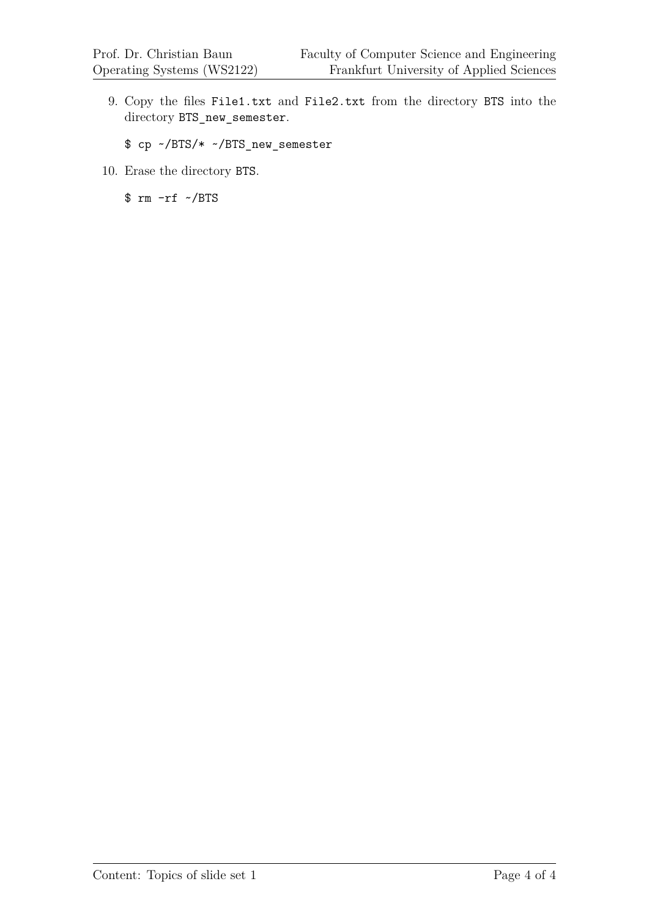9. Copy the files `File1.txt` and `File2.txt` from the directory `BTS` into the directory `BTS_new_semester`.

   ```
   $ cp ~/BTS/* ~/BTS_new_semester
   ```

10. Erase the directory `BTS`.

    ```
    $ rm -rf ~/BTS
    ```